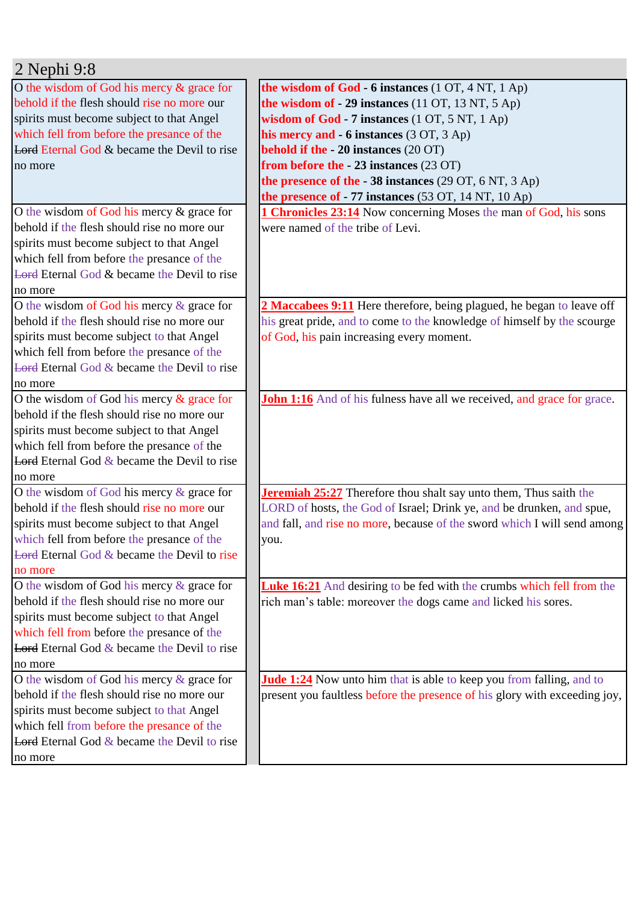## 2 Nephi 9:8

| | |
|---|---|
| O the wisdom of God his mercy & grace for behold if the flesh should rise no more our spirits must become subject to that Angel which fell from before the presance of the ~~Lord~~ Eternal God & became the Devil to rise no more | **the wisdom of God - 6 instances** (1 OT, 4 NT, 1 Ap)<br>**the wisdom of - 29 instances** (11 OT, 13 NT, 5 Ap)<br>**wisdom of God - 7 instances** (1 OT, 5 NT, 1 Ap)<br>**his mercy and - 6 instances** (3 OT, 3 Ap)<br>**behold if the - 20 instances** (20 OT)<br>**from before the - 23 instances** (23 OT)<br>**the presence of the - 38 instances** (29 OT, 6 NT, 3 Ap)<br>**the presence of - 77 instances** (53 OT, 14 NT, 10 Ap) |
| O the wisdom of God his mercy & grace for behold if the flesh should rise no more our spirits must become subject to that Angel which fell from before the presance of the ~~Lord~~ Eternal God & became the Devil to rise no more | **1 Chronicles 23:14** Now concerning Moses the man of God, his sons were named of the tribe of Levi. |
| O the wisdom of God his mercy & grace for behold if the flesh should rise no more our spirits must become subject to that Angel which fell from before the presance of the ~~Lord~~ Eternal God & became the Devil to rise no more | **2 Maccabees 9:11** Here therefore, being plagued, he began to leave off his great pride, and to come to the knowledge of himself by the scourge of God, his pain increasing every moment. |
| O the wisdom of God his mercy & grace for behold if the flesh should rise no more our spirits must become subject to that Angel which fell from before the presance of the ~~Lord~~ Eternal God & became the Devil to rise no more | **John 1:16** And of his fulness have all we received, and grace for grace. |
| O the wisdom of God his mercy & grace for behold if the flesh should rise no more our spirits must become subject to that Angel which fell from before the presance of the ~~Lord~~ Eternal God & became the Devil to rise no more | **Jeremiah 25:27** Therefore thou shalt say unto them, Thus saith the LORD of hosts, the God of Israel; Drink ye, and be drunken, and spue, and fall, and rise no more, because of the sword which I will send among you. |
| O the wisdom of God his mercy & grace for behold if the flesh should rise no more our spirits must become subject to that Angel which fell from before the presance of the ~~Lord~~ Eternal God & became the Devil to rise no more | **Luke 16:21** And desiring to be fed with the crumbs which fell from the rich man's table: moreover the dogs came and licked his sores. |
| O the wisdom of God his mercy & grace for behold if the flesh should rise no more our spirits must become subject to that Angel which fell from before the presance of the ~~Lord~~ Eternal God & became the Devil to rise no more | **Jude 1:24** Now unto him that is able to keep you from falling, and to present you faultless before the presence of his glory with exceeding joy, |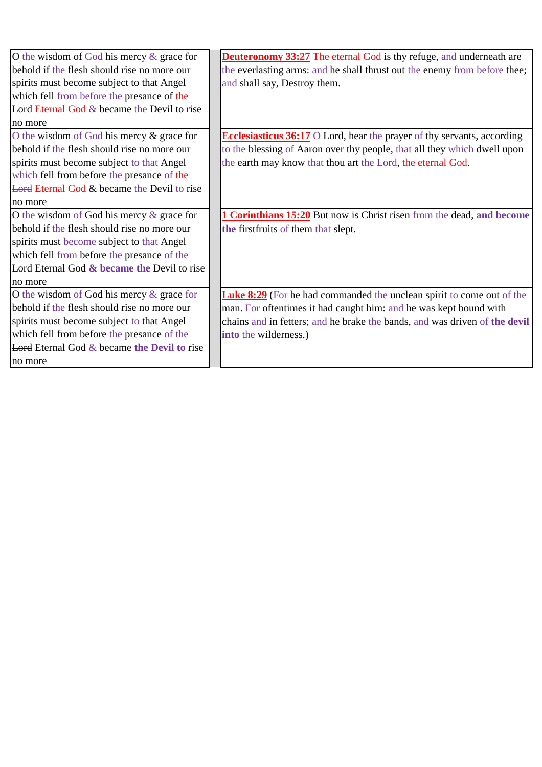| | |
|---|---|
| O the wisdom of God his mercy & grace for behold if the flesh should rise no more our spirits must become subject to that Angel which fell from before the presance of the ~~Lord~~ Eternal God & became the Devil to rise no more | **Deuteronomy 33:27** The eternal God is thy refuge, and underneath are the everlasting arms: and he shall thrust out the enemy from before thee; and shall say, Destroy them. |
| O the wisdom of God his mercy & grace for behold if the flesh should rise no more our spirits must become subject to that Angel which fell from before the presance of the ~~Lord~~ Eternal God & became the Devil to rise no more | **Ecclesiasticus 36:17** O Lord, hear the prayer of thy servants, according to the blessing of Aaron over thy people, that all they which dwell upon the earth may know that thou art the Lord, the eternal God. |
| O the wisdom of God his mercy & grace for behold if the flesh should rise no more our spirits must become subject to that Angel which fell from before the presance of the ~~Lord~~ Eternal God **& became the** Devil to rise no more | **1 Corinthians 15:20** But now is Christ risen from the dead, **and become the** firstfruits of them that slept. |
| O the wisdom of God his mercy & grace for behold if the flesh should rise no more our spirits must become subject to that Angel which fell from before the presance of the ~~Lord~~ Eternal God & became **the Devil to** rise no more | **Luke 8:29** (For he had commanded the unclean spirit to come out of the man. For oftentimes it had caught him: and he was kept bound with chains and in fetters; and he brake the bands, and was driven of **the devil into** the wilderness.) |